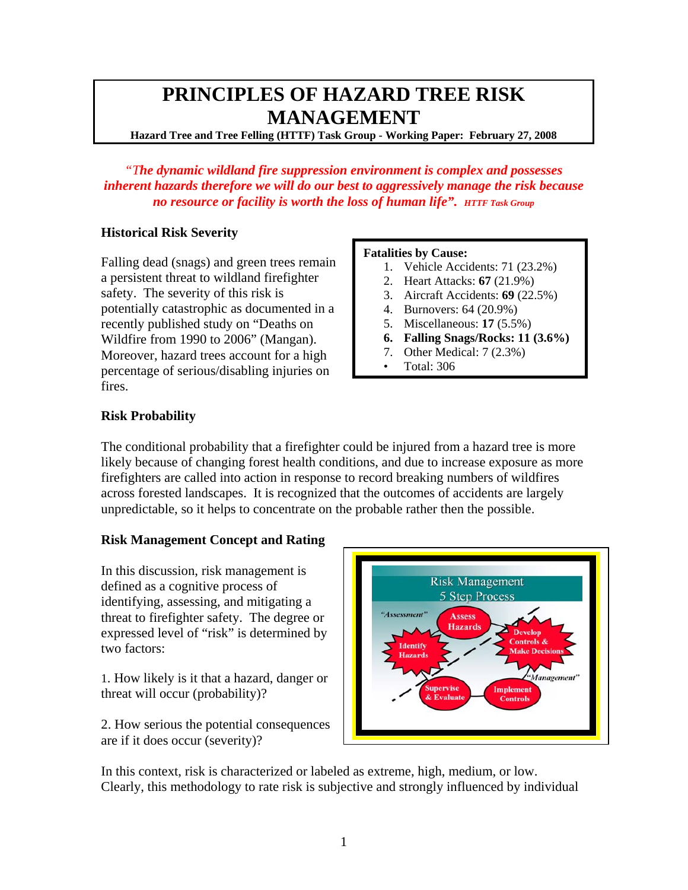# PRINCIPLES OF HAZARD TREE RISK MANAGEMENT

**Hazard Tree and Tree Felling (HTTF) Task Group - Working Paper: February 27, 2008**

*"The dynamic wildland fire suppression environment is complex and possesses inherent hazards therefore we will do our best to aggressively manage the risk because no resource or facility is worth the loss of human life". HTTF Task Group*

### Historical Risk Severity

Falling dead (snags) and green trees remain a persistent threat to wildland firefighter safety. The severity of this risk is potentially catastrophic as documented in a recently published study on "Deaths on Wildfire from 1990 to 2006" (Mangan). Moreover, hazard trees account for a high percentage of serious/disabling injuries on fires.

**Fatalities by Cause:**

1. Vehicle Accidents: 71 (23.2%)
2. Heart Attacks: **67** (21.9%)
3. Aircraft Accidents: **69** (22.5%)
4. Burnovers: 64 (20.9%)
5. Miscellaneous: **17** (5.5%)
6. **Falling Snags/Rocks: 11 (3.6%)**
7. Other Medical: 7 (2.3%)

- Total: 306

### Risk Probability

The conditional probability that a firefighter could be injured from a hazard tree is more likely because of changing forest health conditions, and due to increase exposure as more firefighters are called into action in response to record breaking numbers of wildfires across forested landscapes. It is recognized that the outcomes of accidents are largely unpredictable, so it helps to concentrate on the probable rather then the possible.

### Risk Management Concept and Rating

In this discussion, risk management is defined as a cognitive process of identifying, assessing, and mitigating a threat to firefighter safety. The degree or expressed level of "risk" is determined by two factors:

1. How likely is it that a hazard, danger or threat will occur (probability)?

2. How serious the potential consequences are if it does occur (severity)?

In this context, risk is characterized or labeled as extreme, high, medium, or low. Clearly, this methodology to rate risk is subjective and strongly influenced by individual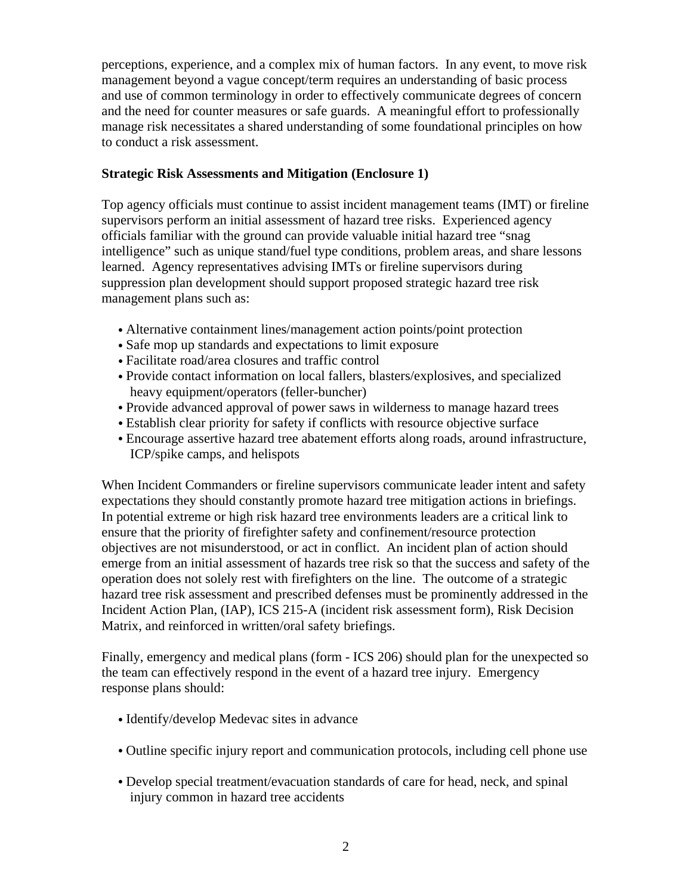perceptions, experience, and a complex mix of human factors. In any event, to move risk management beyond a vague concept/term requires an understanding of basic process and use of common terminology in order to effectively communicate degrees of concern and the need for counter measures or safe guards. A meaningful effort to professionally manage risk necessitates a shared understanding of some foundational principles on how to conduct a risk assessment.

**Strategic Risk Assessments and Mitigation (Enclosure 1)**

Top agency officials must continue to assist incident management teams (IMT) or fireline supervisors perform an initial assessment of hazard tree risks. Experienced agency officials familiar with the ground can provide valuable initial hazard tree "snag intelligence" such as unique stand/fuel type conditions, problem areas, and share lessons learned. Agency representatives advising IMTs or fireline supervisors during suppression plan development should support proposed strategic hazard tree risk management plans such as:

- Alternative containment lines/management action points/point protection
- Safe mop up standards and expectations to limit exposure
- Facilitate road/area closures and traffic control
- Provide contact information on local fallers, blasters/explosives, and specialized heavy equipment/operators (feller-buncher)
- Provide advanced approval of power saws in wilderness to manage hazard trees
- Establish clear priority for safety if conflicts with resource objective surface
- Encourage assertive hazard tree abatement efforts along roads, around infrastructure, ICP/spike camps, and helispots

When Incident Commanders or fireline supervisors communicate leader intent and safety expectations they should constantly promote hazard tree mitigation actions in briefings. In potential extreme or high risk hazard tree environments leaders are a critical link to ensure that the priority of firefighter safety and confinement/resource protection objectives are not misunderstood, or act in conflict. An incident plan of action should emerge from an initial assessment of hazards tree risk so that the success and safety of the operation does not solely rest with firefighters on the line. The outcome of a strategic hazard tree risk assessment and prescribed defenses must be prominently addressed in the Incident Action Plan, (IAP), ICS 215-A (incident risk assessment form), Risk Decision Matrix, and reinforced in written/oral safety briefings.

Finally, emergency and medical plans (form - ICS 206) should plan for the unexpected so the team can effectively respond in the event of a hazard tree injury. Emergency response plans should:

- Identify/develop Medevac sites in advance
- Outline specific injury report and communication protocols, including cell phone use
- Develop special treatment/evacuation standards of care for head, neck, and spinal injury common in hazard tree accidents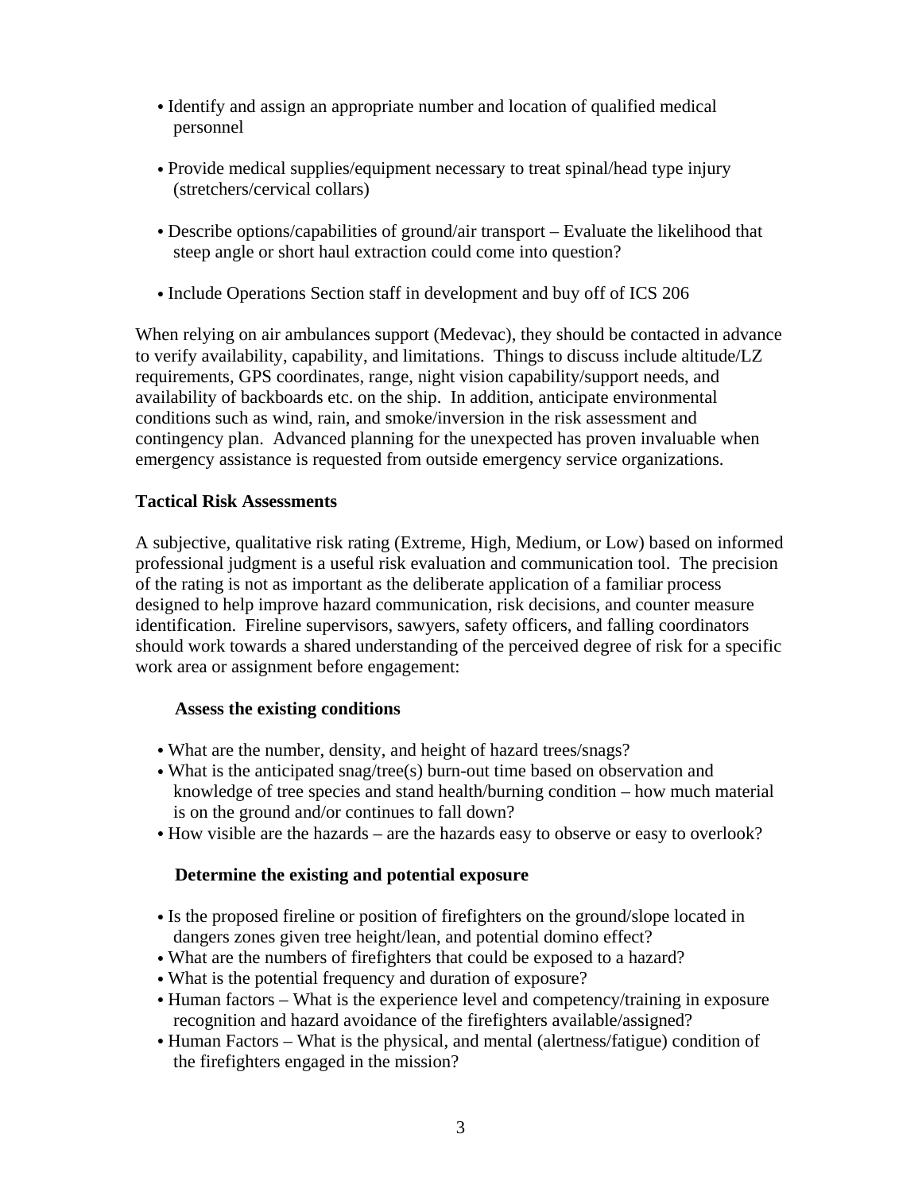- Identify and assign an appropriate number and location of qualified medical personnel

- Provide medical supplies/equipment necessary to treat spinal/head type injury (stretchers/cervical collars)

- Describe options/capabilities of ground/air transport – Evaluate the likelihood that steep angle or short haul extraction could come into question?

- Include Operations Section staff in development and buy off of ICS 206

When relying on air ambulances support (Medevac), they should be contacted in advance to verify availability, capability, and limitations. Things to discuss include altitude/LZ requirements, GPS coordinates, range, night vision capability/support needs, and availability of backboards etc. on the ship. In addition, anticipate environmental conditions such as wind, rain, and smoke/inversion in the risk assessment and contingency plan. Advanced planning for the unexpected has proven invaluable when emergency assistance is requested from outside emergency service organizations.

**Tactical Risk Assessments**

A subjective, qualitative risk rating (Extreme, High, Medium, or Low) based on informed professional judgment is a useful risk evaluation and communication tool. The precision of the rating is not as important as the deliberate application of a familiar process designed to help improve hazard communication, risk decisions, and counter measure identification. Fireline supervisors, sawyers, safety officers, and falling coordinators should work towards a shared understanding of the perceived degree of risk for a specific work area or assignment before engagement:

**Assess the existing conditions**

- What are the number, density, and height of hazard trees/snags?
- What is the anticipated snag/tree(s) burn-out time based on observation and knowledge of tree species and stand health/burning condition – how much material is on the ground and/or continues to fall down?
- How visible are the hazards – are the hazards easy to observe or easy to overlook?

**Determine the existing and potential exposure**

- Is the proposed fireline or position of firefighters on the ground/slope located in dangers zones given tree height/lean, and potential domino effect?
- What are the numbers of firefighters that could be exposed to a hazard?
- What is the potential frequency and duration of exposure?
- Human factors – What is the experience level and competency/training in exposure recognition and hazard avoidance of the firefighters available/assigned?
- Human Factors – What is the physical, and mental (alertness/fatigue) condition of the firefighters engaged in the mission?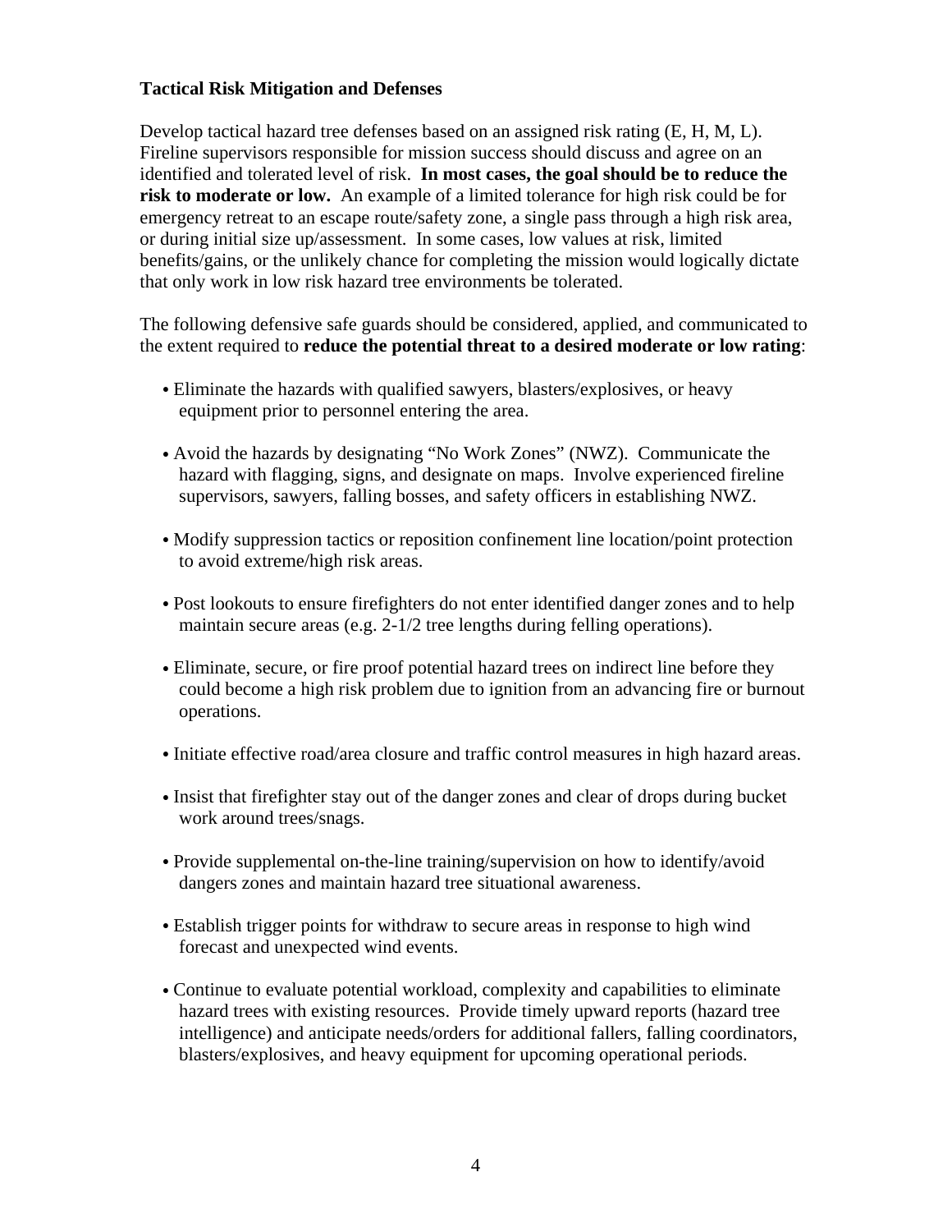**Tactical Risk Mitigation and Defenses**

Develop tactical hazard tree defenses based on an assigned risk rating (E, H, M, L). Fireline supervisors responsible for mission success should discuss and agree on an identified and tolerated level of risk. **In most cases, the goal should be to reduce the risk to moderate or low.** An example of a limited tolerance for high risk could be for emergency retreat to an escape route/safety zone, a single pass through a high risk area, or during initial size up/assessment. In some cases, low values at risk, limited benefits/gains, or the unlikely chance for completing the mission would logically dictate that only work in low risk hazard tree environments be tolerated.

The following defensive safe guards should be considered, applied, and communicated to the extent required to **reduce the potential threat to a desired moderate or low rating**:

- Eliminate the hazards with qualified sawyers, blasters/explosives, or heavy equipment prior to personnel entering the area.
- Avoid the hazards by designating "No Work Zones" (NWZ). Communicate the hazard with flagging, signs, and designate on maps. Involve experienced fireline supervisors, sawyers, falling bosses, and safety officers in establishing NWZ.
- Modify suppression tactics or reposition confinement line location/point protection to avoid extreme/high risk areas.
- Post lookouts to ensure firefighters do not enter identified danger zones and to help maintain secure areas (e.g. 2-1/2 tree lengths during felling operations).
- Eliminate, secure, or fire proof potential hazard trees on indirect line before they could become a high risk problem due to ignition from an advancing fire or burnout operations.
- Initiate effective road/area closure and traffic control measures in high hazard areas.
- Insist that firefighter stay out of the danger zones and clear of drops during bucket work around trees/snags.
- Provide supplemental on-the-line training/supervision on how to identify/avoid dangers zones and maintain hazard tree situational awareness.
- Establish trigger points for withdraw to secure areas in response to high wind forecast and unexpected wind events.
- Continue to evaluate potential workload, complexity and capabilities to eliminate hazard trees with existing resources. Provide timely upward reports (hazard tree intelligence) and anticipate needs/orders for additional fallers, falling coordinators, blasters/explosives, and heavy equipment for upcoming operational periods.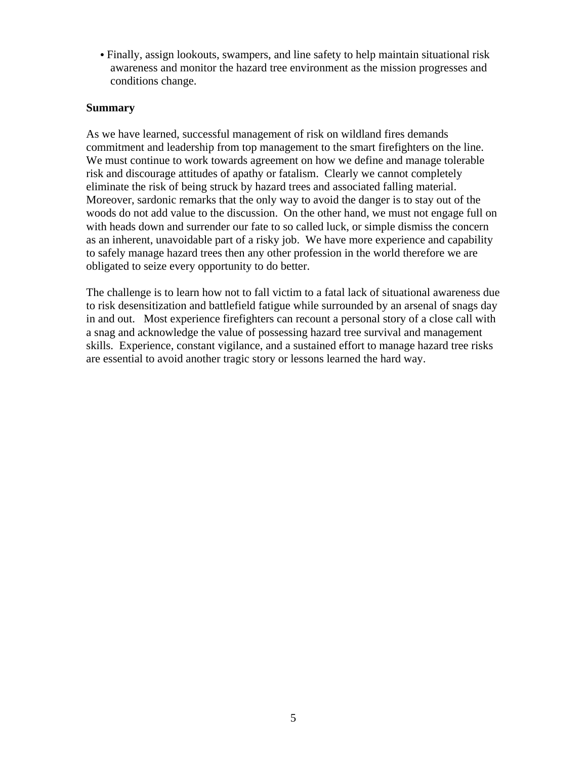- Finally, assign lookouts, swampers, and line safety to help maintain situational risk awareness and monitor the hazard tree environment as the mission progresses and conditions change.

**Summary**

As we have learned, successful management of risk on wildland fires demands commitment and leadership from top management to the smart firefighters on the line. We must continue to work towards agreement on how we define and manage tolerable risk and discourage attitudes of apathy or fatalism. Clearly we cannot completely eliminate the risk of being struck by hazard trees and associated falling material. Moreover, sardonic remarks that the only way to avoid the danger is to stay out of the woods do not add value to the discussion. On the other hand, we must not engage full on with heads down and surrender our fate to so called luck, or simple dismiss the concern as an inherent, unavoidable part of a risky job. We have more experience and capability to safely manage hazard trees then any other profession in the world therefore we are obligated to seize every opportunity to do better.

The challenge is to learn how not to fall victim to a fatal lack of situational awareness due to risk desensitization and battlefield fatigue while surrounded by an arsenal of snags day in and out. Most experience firefighters can recount a personal story of a close call with a snag and acknowledge the value of possessing hazard tree survival and management skills. Experience, constant vigilance, and a sustained effort to manage hazard tree risks are essential to avoid another tragic story or lessons learned the hard way.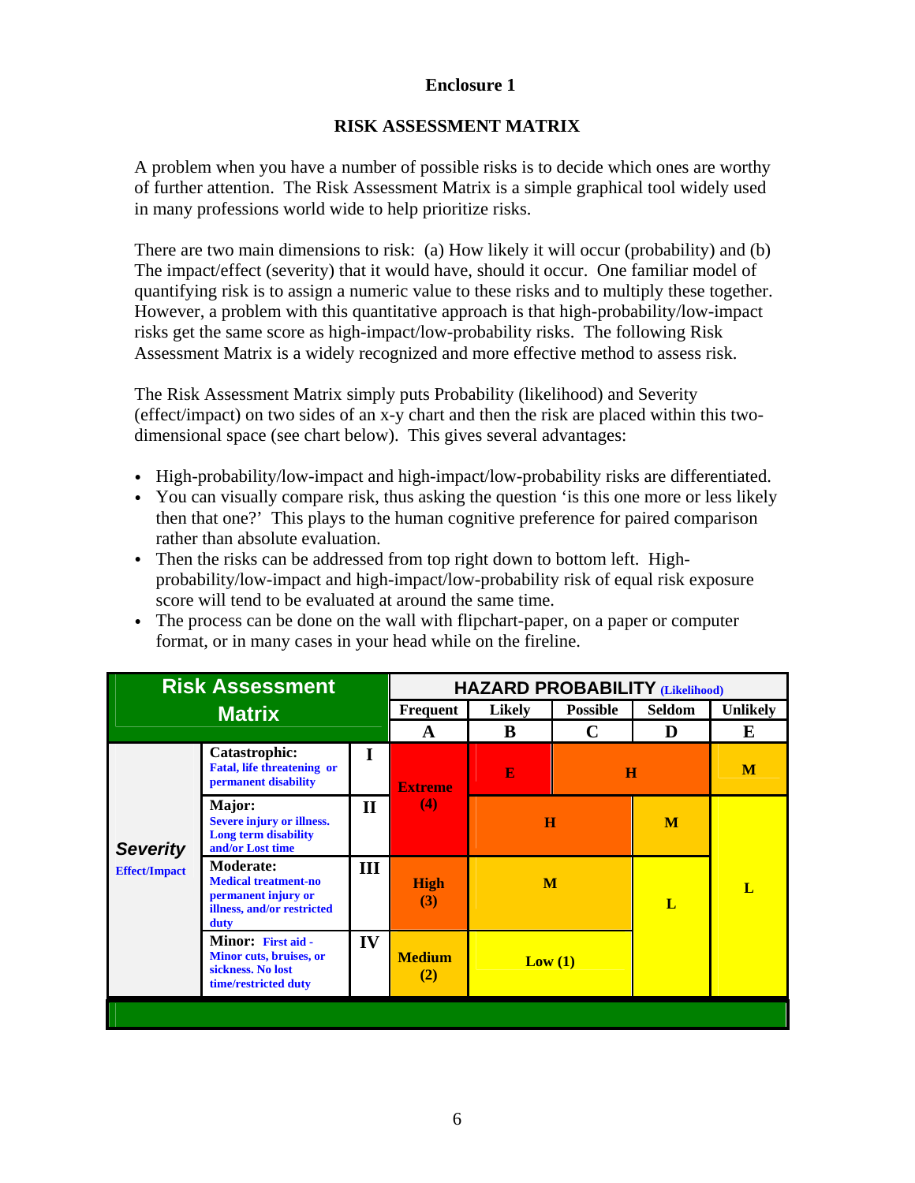**Enclosure 1**

# RISK ASSESSMENT MATRIX

A problem when you have a number of possible risks is to decide which ones are worthy of further attention. The Risk Assessment Matrix is a simple graphical tool widely used in many professions world wide to help prioritize risks.

There are two main dimensions to risk: (a) How likely it will occur (probability) and (b) The impact/effect (severity) that it would have, should it occur. One familiar model of quantifying risk is to assign a numeric value to these risks and to multiply these together. However, a problem with this quantitative approach is that high-probability/low-impact risks get the same score as high-impact/low-probability risks. The following Risk Assessment Matrix is a widely recognized and more effective method to assess risk.

The Risk Assessment Matrix simply puts Probability (likelihood) and Severity (effect/impact) on two sides of an x-y chart and then the risk are placed within this two-dimensional space (see chart below). This gives several advantages:

- High-probability/low-impact and high-impact/low-probability risks are differentiated.
- You can visually compare risk, thus asking the question 'is this one more or less likely then that one?' This plays to the human cognitive preference for paired comparison rather than absolute evaluation.
- Then the risks can be addressed from top right down to bottom left. High-probability/low-impact and high-impact/low-probability risk of equal risk exposure score will tend to be evaluated at around the same time.
- The process can be done on the wall with flipchart-paper, on a paper or computer format, or in many cases in your head while on the fireline.

| Risk Assessment Matrix | | | HAZARD PROBABILITY (Likelihood) | | | | |
|---|---|---|---|---|---|---|---|
| | | | Frequent | Likely | Possible | Seldom | Unlikely |
| | | | A | B | C | D | E |
| Severity Effect/Impact | **Catastrophic:** Fatal, life threatening or permanent disability | I | Extreme (4) | E | H | H | M |
| | **Major:** Severe injury or illness. Long term disability and/or Lost time | II | Extreme (4) | H | H | M | L |
| | **Moderate:** Medical treatment-no permanent injury or illness, and/or restricted duty | III | High (3) | M | M | L | L |
| | **Minor:** First aid - Minor cuts, bruises, or sickness. No lost time/restricted duty | IV | Medium (2) | Low (1) | Low (1) | L | L |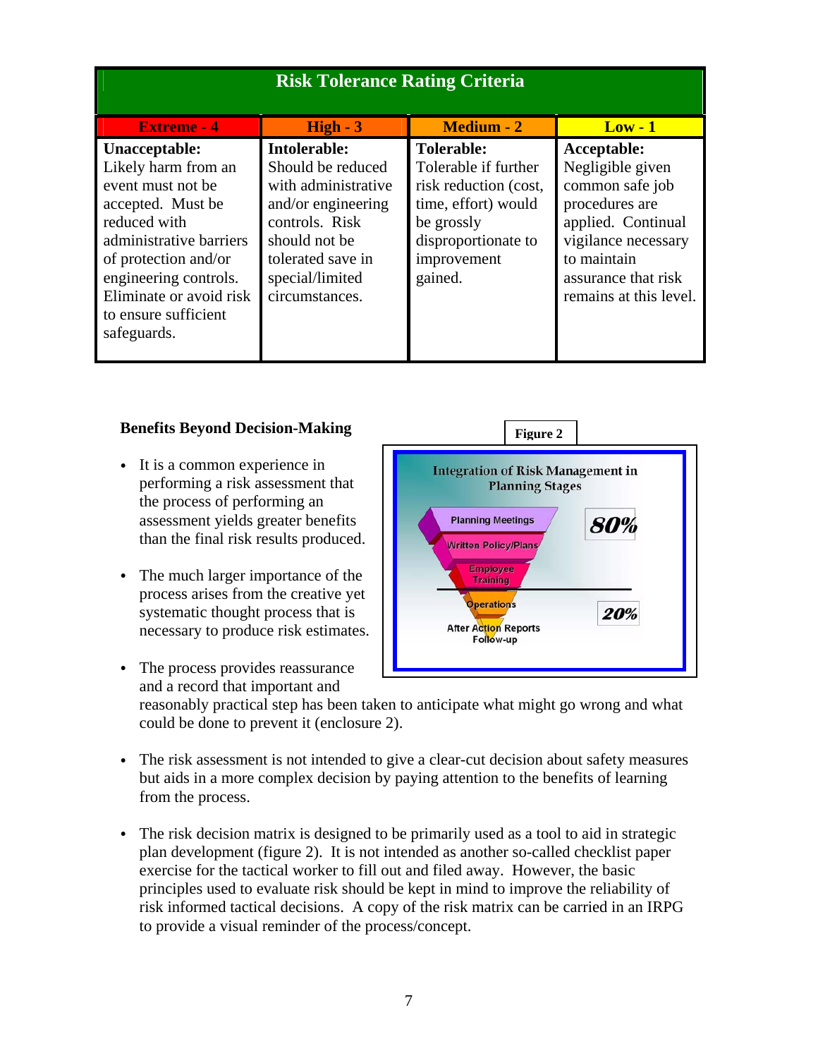| Risk Tolerance Rating Criteria | | | |
|---|---|---|---|
| **Extreme - 4** | **High - 3** | **Medium - 2** | **Low - 1** |
| **Unacceptable:** Likely harm from an event must not be accepted. Must be reduced with administrative barriers of protection and/or engineering controls. Eliminate or avoid risk to ensure sufficient safeguards. | **Intolerable:** Should be reduced with administrative and/or engineering controls. Risk should not be tolerated save in special/limited circumstances. | **Tolerable:** Tolerable if further risk reduction (cost, time, effort) would be grossly disproportionate to improvement gained. | **Acceptable:** Negligible given common safe job procedures are applied. Continual vigilance necessary to maintain assurance that risk remains at this level. |

### Benefits Beyond Decision-Making

**Figure 2**

Integration of Risk Management in Planning Stages

- Planning Meetings
- Written Policy/Plans
- Employee Training
- Operations
- After Action Reports
- Follow-up

80%

20%

- It is a common experience in performing a risk assessment that the process of performing an assessment yields greater benefits than the final risk results produced.

- The much larger importance of the process arises from the creative yet systematic thought process that is necessary to produce risk estimates.

- The process provides reassurance and a record that important and reasonably practical step has been taken to anticipate what might go wrong and what could be done to prevent it (enclosure 2).

- The risk assessment is not intended to give a clear-cut decision about safety measures but aids in a more complex decision by paying attention to the benefits of learning from the process.

- The risk decision matrix is designed to be primarily used as a tool to aid in strategic plan development (figure 2). It is not intended as another so-called checklist paper exercise for the tactical worker to fill out and filed away. However, the basic principles used to evaluate risk should be kept in mind to improve the reliability of risk informed tactical decisions. A copy of the risk matrix can be carried in an IRPG to provide a visual reminder of the process/concept.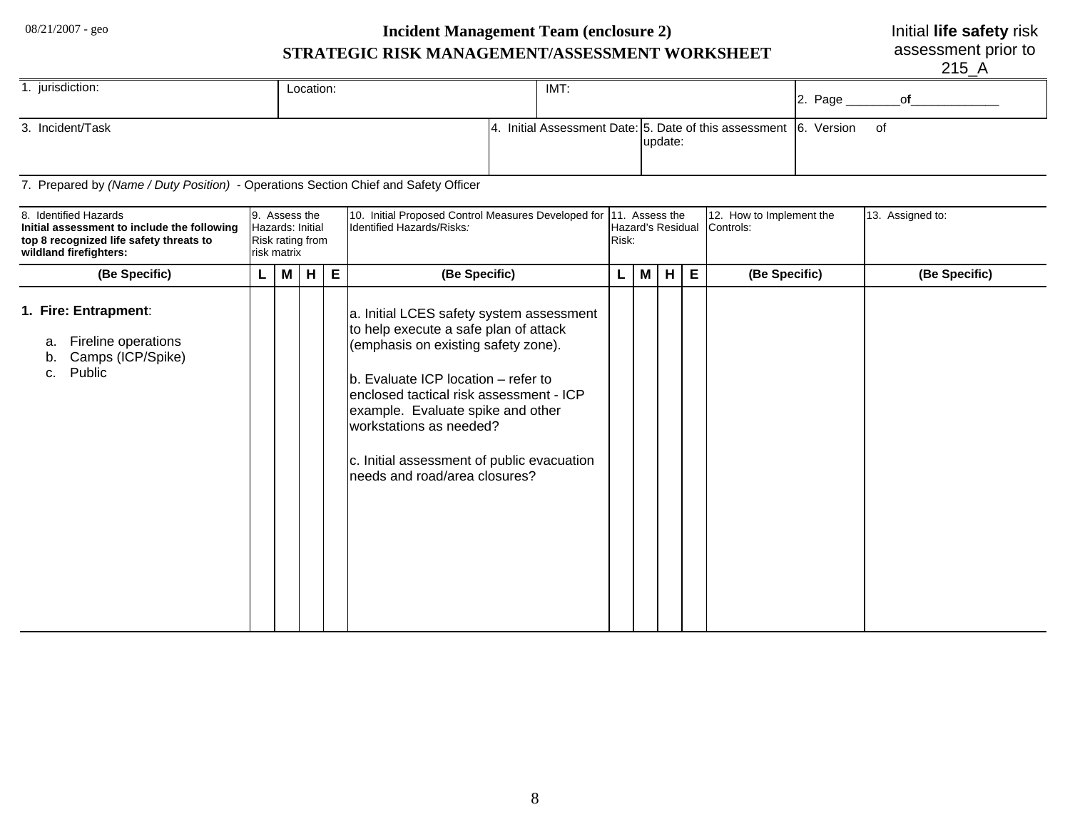08/21/2007 - geo

# Incident Management Team (enclosure 2)
## STRATEGIC RISK MANAGEMENT/ASSESSMENT WORKSHEET

Initial **life safety** risk assessment prior to 215_A

| 1. jurisdiction: | Location: | IMT: | 2. Page ________of____________ |
|---|---|---|---|

| 3. Incident/Task | 4. Initial Assessment Date: | 5. Date of this assessment update: | 6. Version of |
|---|---|---|---|

7. Prepared by *(Name / Duty Position)* - Operations Section Chief and Safety Officer

| 8. Identified Hazards **Initial assessment to include the following top 8 recognized life safety threats to wildland firefighters:** | 9. Assess the Hazards: Initial Risk rating from risk matrix | | | | 10. Initial Proposed Control Measures Developed for Identified Hazards/Risks: | 11. Assess the Hazard's Residual Risk: | | | | 12. How to Implement the Controls: | 13. Assigned to: |
|---|---|---|---|---|---|---|---|---|---|---|---|
| **(Be Specific)** | **L** | **M** | **H** | **E** | **(Be Specific)** | **L** | **M** | **H** | **E** | **(Be Specific)** | **(Be Specific)** |
| **1. Fire: Entrapment**:<br>a. Fireline operations<br>b. Camps (ICP/Spike)<br>c. Public | | | | | a. Initial LCES safety system assessment to help execute a safe plan of attack (emphasis on existing safety zone).<br><br>b. Evaluate ICP location – refer to enclosed tactical risk assessment - ICP example. Evaluate spike and other workstations as needed?<br><br>c. Initial assessment of public evacuation needs and road/area closures? | | | | | | |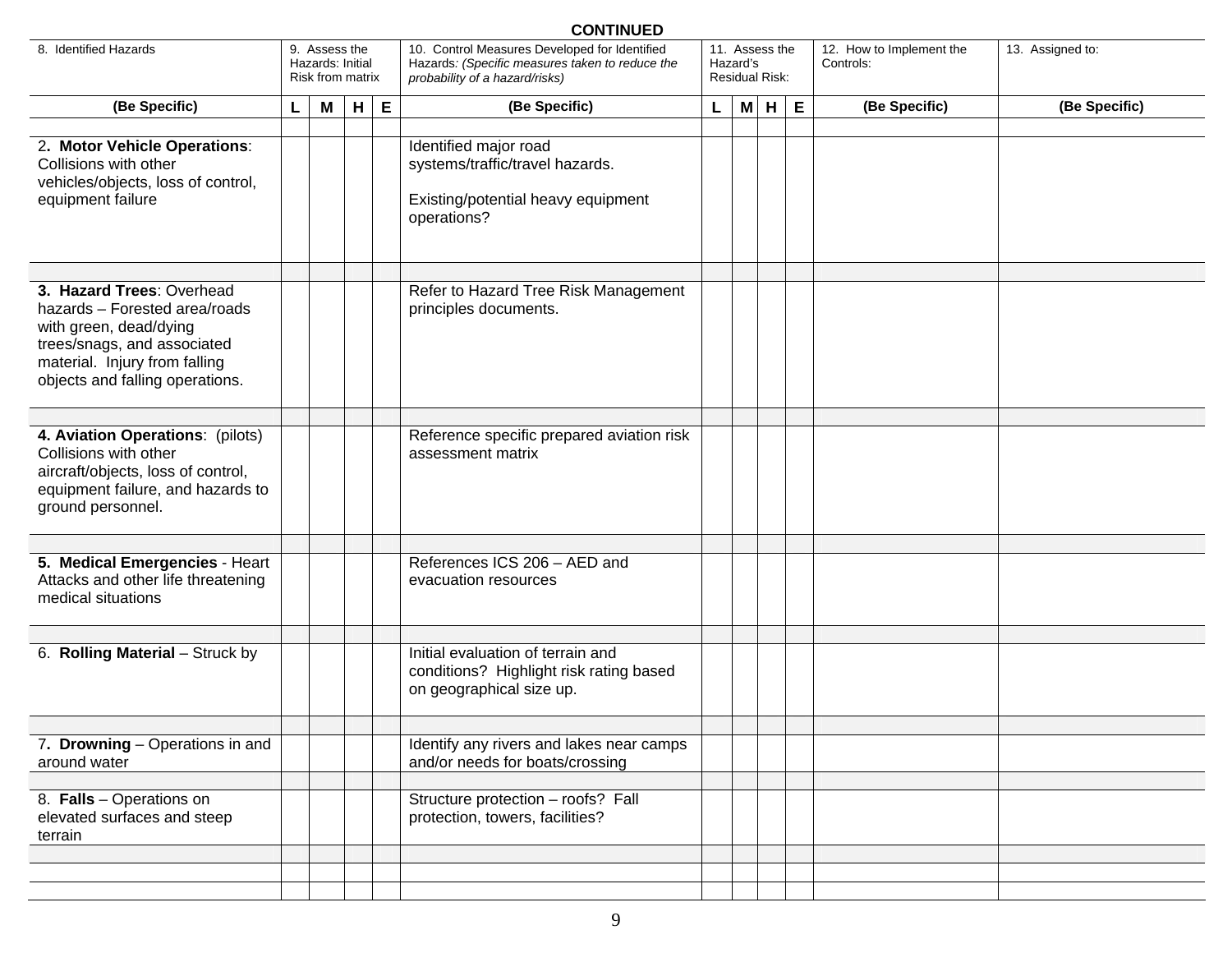**CONTINUED**

| 8. Identified Hazards | 9. Assess the Hazards: Initial Risk from matrix | | | | 10. Control Measures Developed for Identified Hazards: *(Specific measures taken to reduce the probability of a hazard/risks)* | 11. Assess the Hazard's Residual Risk: | | | | 12. How to Implement the Controls: | 13. Assigned to: |
|---|---|---|---|---|---|---|---|---|---|---|---|
| **(Be Specific)** | **L** | **M** | **H** | **E** | **(Be Specific)** | **L** | **M** | **H** | **E** | **(Be Specific)** | **(Be Specific)** |
| | | | | | | | | | | | |
| 2. **Motor Vehicle Operations**: Collisions with other vehicles/objects, loss of control, equipment failure | | | | | Identified major road systems/traffic/travel hazards.<br><br>Existing/potential heavy equipment operations? | | | | | | |
| | | | | | | | | | | | |
| 3. **Hazard Trees**: Overhead hazards – Forested area/roads with green, dead/dying trees/snags, and associated material. Injury from falling objects and falling operations. | | | | | Refer to Hazard Tree Risk Management principles documents. | | | | | | |
| | | | | | | | | | | | |
| 4. **Aviation Operations**: (pilots) Collisions with other aircraft/objects, loss of control, equipment failure, and hazards to ground personnel. | | | | | Reference specific prepared aviation risk assessment matrix | | | | | | |
| | | | | | | | | | | | |
| 5. **Medical Emergencies** - Heart Attacks and other life threatening medical situations | | | | | References ICS 206 – AED and evacuation resources | | | | | | |
| | | | | | | | | | | | |
| 6. **Rolling Material** – Struck by | | | | | Initial evaluation of terrain and conditions? Highlight risk rating based on geographical size up. | | | | | | |
| | | | | | | | | | | | |
| 7. **Drowning** – Operations in and around water | | | | | Identify any rivers and lakes near camps and/or needs for boats/crossing | | | | | | |
| | | | | | | | | | | | |
| 8. **Falls** – Operations on elevated surfaces and steep terrain | | | | | Structure protection – roofs? Fall protection, towers, facilities? | | | | | | |
| | | | | | | | | | | | |
| | | | | | | | | | | | |
| | | | | | | | | | | | |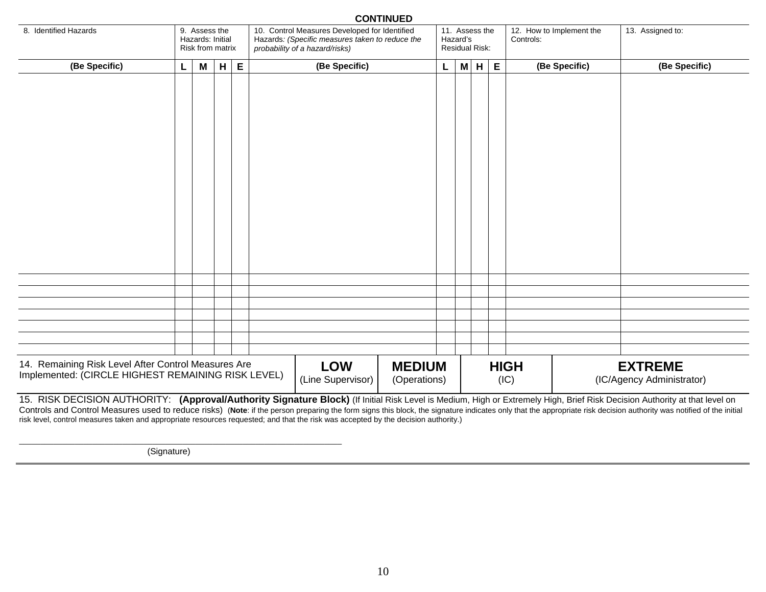**CONTINUED**

| 8. Identified Hazards | 9. Assess the Hazards: Initial Risk from matrix | | | | 10. Control Measures Developed for Identified Hazards: *(Specific measures taken to reduce the probability of a hazard/risks)* | 11. Assess the Hazard's Residual Risk: | | | | 12. How to Implement the Controls: | 13. Assigned to: |
|---|---|---|---|---|---|---|---|---|---|---|---|
| **(Be Specific)** | **L** | **M** | **H** | **E** | **(Be Specific)** | **L** | **M** | **H** | **E** | **(Be Specific)** | **(Be Specific)** |
| | | | | | | | | | | | |
| | | | | | | | | | | | |
| | | | | | | | | | | | |
| | | | | | | | | | | | |
| | | | | | | | | | | | |
| | | | | | | | | | | | |
| | | | | | | | | | | | |
| | | | | | | | | | | | |

| 14. Remaining Risk Level After Control Measures Are Implemented: (CIRCLE HIGHEST REMAINING RISK LEVEL) | **LOW** (Line Supervisor) | **MEDIUM** (Operations) | **HIGH** (IC) | **EXTREME** (IC/Agency Administrator) |
|---|---|---|---|---|

15. RISK DECISION AUTHORITY: **(Approval/Authority Signature Block)** (If Initial Risk Level is Medium, High or Extremely High, Brief Risk Decision Authority at that level on Controls and Control Measures used to reduce risks) (**Note**: if the person preparing the form signs this block, the signature indicates only that the appropriate risk decision authority was notified of the initial risk level, control measures taken and appropriate resources requested; and that the risk was accepted by the decision authority.)

\_\_\_\_\_\_\_\_\_\_\_\_\_\_\_\_\_\_\_\_\_\_\_\_\_\_\_\_\_\_\_\_\_\_\_\_\_\_\_\_

(Signature)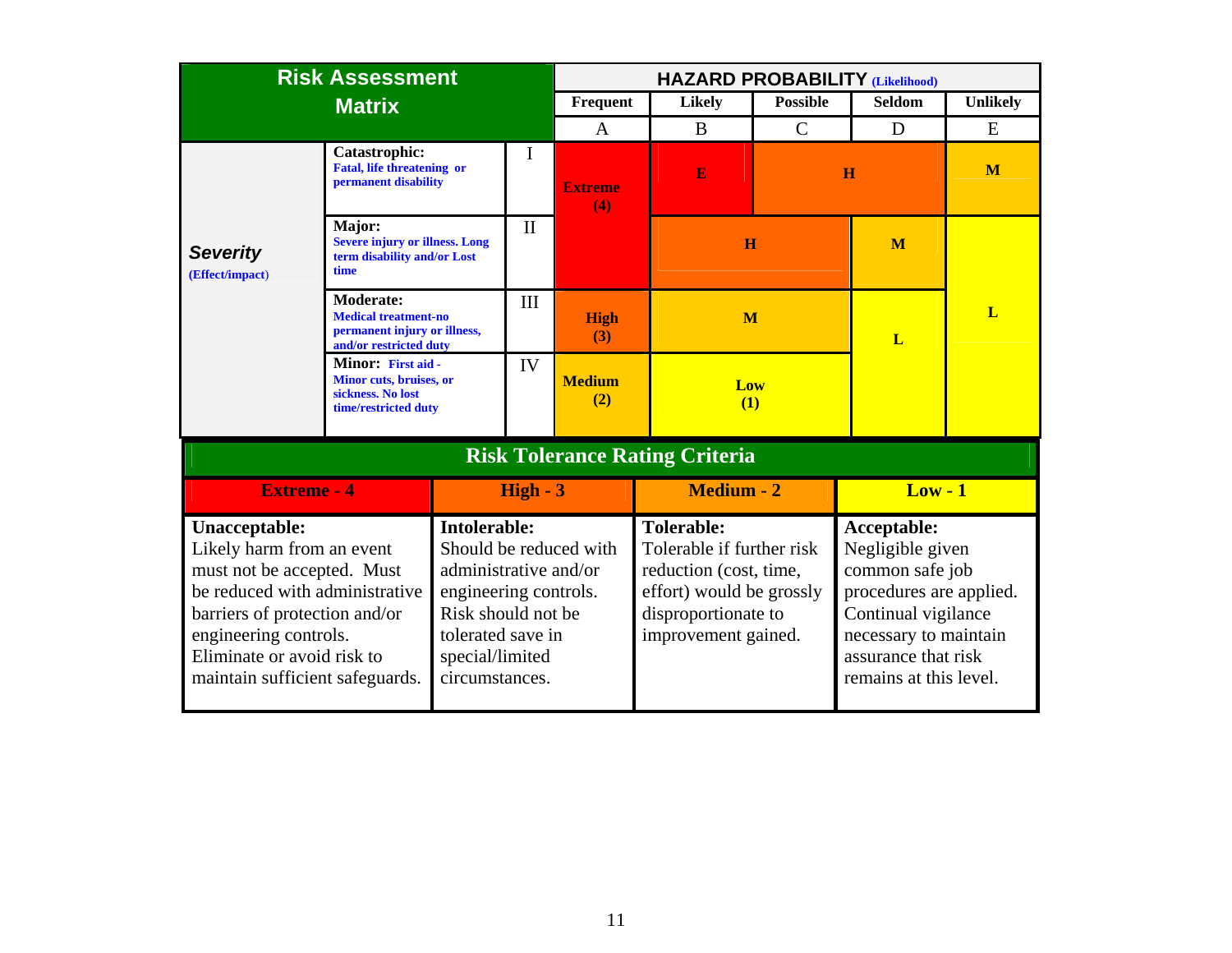| Risk Assessment Matrix | | | HAZARD PROBABILITY (Likelihood) | | | | |
|---|---|---|---|---|---|---|---|
| | | | Frequent | Likely | Possible | Seldom | Unlikely |
| | | | A | B | C | D | E |
| Severity (Effect/impact) | **Catastrophic:** Fatal, life threatening or permanent disability | I | Extreme (4) | E | H | H | M |
| | **Major:** Severe injury or illness. Long term disability and/or Lost time | II | | H | H | M | L |
| | **Moderate:** Medical treatment-no permanent injury or illness, and/or restricted duty | III | High (3) | M | M | L | L |
| | **Minor:** First aid - Minor cuts, bruises, or sickness. No lost time/restricted duty | IV | Medium (2) | Low (1) | Low (1) | L | L |

## Risk Tolerance Rating Criteria

| Extreme - 4 | High - 3 | Medium - 2 | Low - 1 |
|---|---|---|---|
| **Unacceptable:** Likely harm from an event must not be accepted. Must be reduced with administrative barriers of protection and/or engineering controls. Eliminate or avoid risk to maintain sufficient safeguards. | **Intolerable:** Should be reduced with administrative and/or engineering controls. Risk should not be tolerated save in special/limited circumstances. | **Tolerable:** Tolerable if further risk reduction (cost, time, effort) would be grossly disproportionate to improvement gained. | **Acceptable:** Negligible given common safe job procedures are applied. Continual vigilance necessary to maintain assurance that risk remains at this level. |